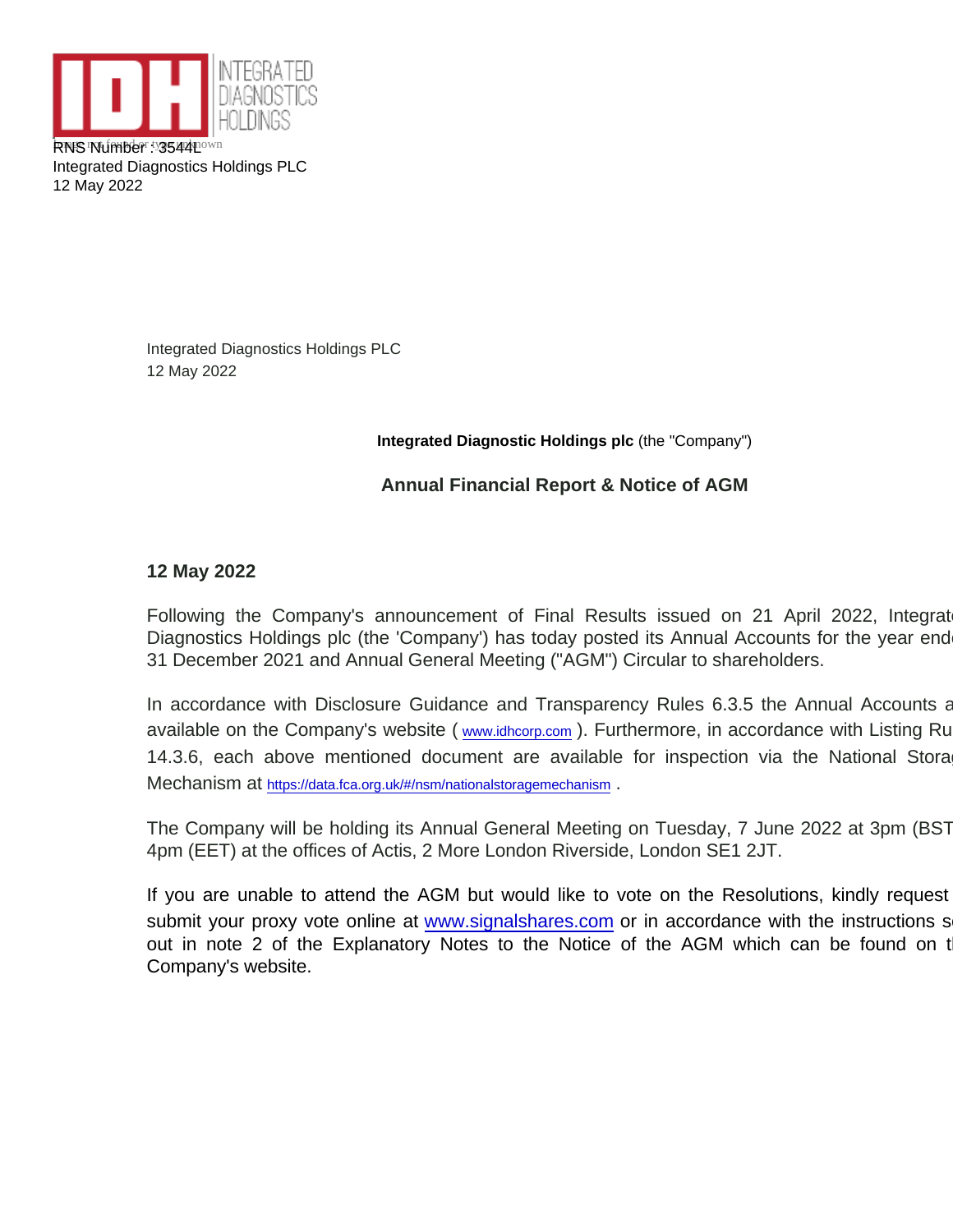RNS Number : 3544L
Integrated Diagnostics Holdings PLC
12 May 2022

Integrated Diagnostics Holdings PLC
12 May 2022

**Integrated Diagnostic Holdings plc** (the "Company")

**Annual Financial Report & Notice of AGM**

**12 May 2022**

Following the Company's announcement of Final Results issued on 21 April 2022, Integrated Diagnostics Holdings plc (the 'Company') has today posted its Annual Accounts for the year ended 31 December 2021 and Annual General Meeting ("AGM") Circular to shareholders.

In accordance with Disclosure Guidance and Transparency Rules 6.3.5 the Annual Accounts are available on the Company's website ( www.idhcorp.com ). Furthermore, in accordance with Listing Rule 14.3.6, each above mentioned document are available for inspection via the National Storage Mechanism at https://data.fca.org.uk/#/nsm/nationalstoragemechanism .

The Company will be holding its Annual General Meeting on Tuesday, 7 June 2022 at 3pm (BST) 4pm (EET) at the offices of Actis, 2 More London Riverside, London SE1 2JT.

If you are unable to attend the AGM but would like to vote on the Resolutions, kindly request to submit your proxy vote online at www.signalshares.com or in accordance with the instructions set out in note 2 of the Explanatory Notes to the Notice of the AGM which can be found on the Company's website.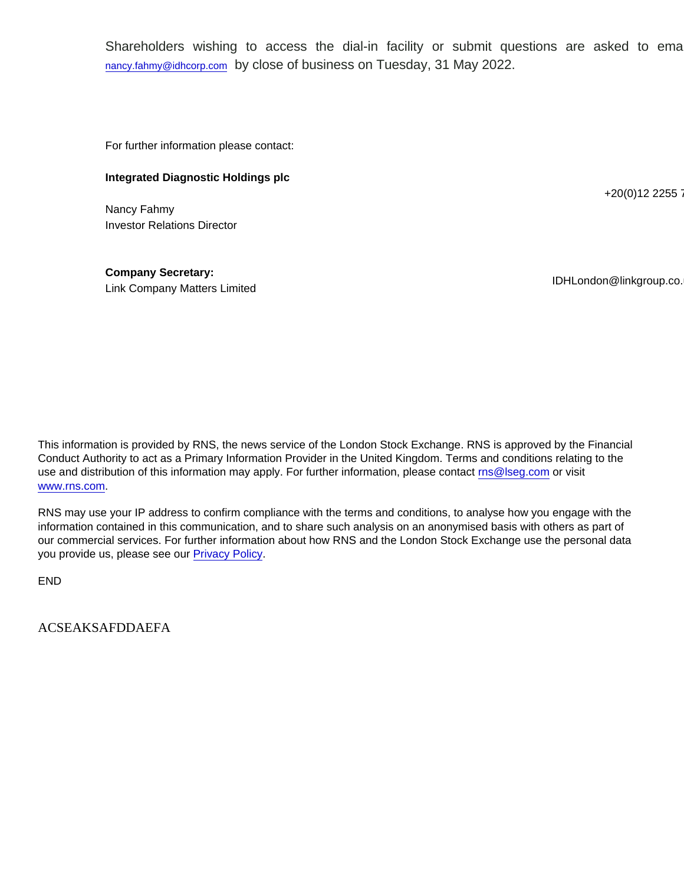Shareholders wishing to access the dial-in facility or submit questions are asked to ema nancy.fahmy@idhcorp.com by close of business on Tuesday, 31 May 2022.

For further information please contact:

**Integrated Diagnostic Holdings plc**

+20(0)12 2255 7

Nancy Fahmy
Investor Relations Director

**Company Secretary:**
Link Company Matters Limited

IDHLondon@linkgroup.co.

This information is provided by RNS, the news service of the London Stock Exchange. RNS is approved by the Financial Conduct Authority to act as a Primary Information Provider in the United Kingdom. Terms and conditions relating to the use and distribution of this information may apply. For further information, please contact rns@lseg.com or visit www.rns.com.

RNS may use your IP address to confirm compliance with the terms and conditions, to analyse how you engage with the information contained in this communication, and to share such analysis on an anonymised basis with others as part of our commercial services. For further information about how RNS and the London Stock Exchange use the personal data you provide us, please see our Privacy Policy.

END

ACSEAKSAFDDAEFA